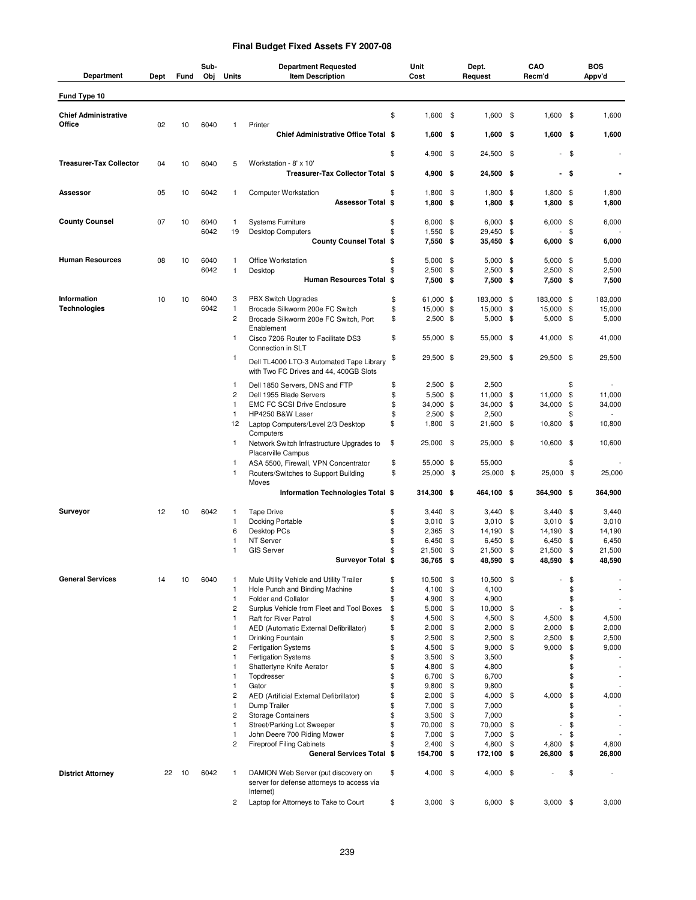# Final Budget Fixed Assets FY 2007-08

| Department | Dept | Fund | Sub-Obj | Units | Department Requested Item Description | Unit Cost | Dept. Request | CAO Recm'd | BOS Appv'd |
|---|---|---|---|---|---|---|---|---|---|
| **Fund Type 10** | | | | | | | | | |
| **Chief Administrative Office** | 02 | 10 | 6040 | 1 | Printer | $ 1,600 | $ 1,600 | $ 1,600 | $ 1,600 |
| | | | | | **Chief Administrative Office Total** | **$ 1,600** | **$ 1,600** | **$ 1,600** | **$ 1,600** |
| **Treasurer-Tax Collector** | 04 | 10 | 6040 | 5 | Workstation - 8' x 10' | $ 4,900 | $ 24,500 | $ - | $ - |
| | | | | | **Treasurer-Tax Collector Total** | **$ 4,900** | **$ 24,500** | **$ -** | **$ -** |
| **Assessor** | 05 | 10 | 6042 | 1 | Computer Workstation | $ 1,800 | $ 1,800 | $ 1,800 | $ 1,800 |
| | | | | | **Assessor Total** | **$ 1,800** | **$ 1,800** | **$ 1,800** | **$ 1,800** |
| **County Counsel** | 07 | 10 | 6040 | 1 | Systems Furniture | $ 6,000 | $ 6,000 | $ 6,000 | $ 6,000 |
| | | | 6042 | 19 | Desktop Computers | $ 1,550 | $ 29,450 | $ - | $ - |
| | | | | | **County Counsel Total** | **$ 7,550** | **$ 35,450** | **$ 6,000** | **$ 6,000** |
| **Human Resources** | 08 | 10 | 6040 | 1 | Office Workstation | $ 5,000 | $ 5,000 | $ 5,000 | $ 5,000 |
| | | | 6042 | 1 | Desktop | $ 2,500 | $ 2,500 | $ 2,500 | $ 2,500 |
| | | | | | **Human Resources Total** | **$ 7,500** | **$ 7,500** | **$ 7,500** | **$ 7,500** |
| **Information Technologies** | 10 | 10 | 6040 | 3 | PBX Switch Upgrades | $ 61,000 | $ 183,000 | $ 183,000 | $ 183,000 |
| | | | 6042 | 1 | Brocade Silkworm 200e FC Switch | $ 15,000 | $ 15,000 | $ 15,000 | $ 15,000 |
| | | | | 2 | Brocade Silkworm 200e FC Switch, Port Enablement | $ 2,500 | $ 5,000 | $ 5,000 | $ 5,000 |
| | | | | 1 | Cisco 7206 Router to Facilitate DS3 Connection in SLT | $ 55,000 | $ 55,000 | $ 41,000 | $ 41,000 |
| | | | | 1 | Dell TL4000 LTO-3 Automated Tape Library with Two FC Drives and 44, 400GB Slots | $ 29,500 | $ 29,500 | $ 29,500 | $ 29,500 |
| | | | | 1 | Dell 1850 Servers, DNS and FTP | $ 2,500 | $ 2,500 | | $ - |
| | | | | 2 | Dell 1955 Blade Servers | $ 5,500 | $ 11,000 | $ 11,000 | $ 11,000 |
| | | | | 1 | EMC FC SCSI Drive Enclosure | $ 34,000 | $ 34,000 | $ 34,000 | $ 34,000 |
| | | | | 1 | HP4250 B&W Laser | $ 2,500 | $ 2,500 | | $ - |
| | | | | 12 | Laptop Computers/Level 2/3 Desktop Computers | $ 1,800 | $ 21,600 | $ 10,800 | $ 10,800 |
| | | | | 1 | Network Switch Infrastructure Upgrades to Placerville Campus | $ 25,000 | $ 25,000 | $ 10,600 | $ 10,600 |
| | | | | 1 | ASA 5500, Firewall, VPN Concentrator | $ 55,000 | $ 55,000 | | $ - |
| | | | | 1 | Routers/Switches to Support Building Moves | $ 25,000 | $ 25,000 | $ 25,000 | $ 25,000 |
| | | | | | **Information Technologies Total** | **$ 314,300** | **$ 464,100** | **$ 364,900** | **$ 364,900** |
| **Surveyor** | 12 | 10 | 6042 | 1 | Tape Drive | $ 3,440 | $ 3,440 | $ 3,440 | $ 3,440 |
| | | | | 1 | Docking Portable | $ 3,010 | $ 3,010 | $ 3,010 | $ 3,010 |
| | | | | 6 | Desktop PCs | $ 2,365 | $ 14,190 | $ 14,190 | $ 14,190 |
| | | | | 1 | NT Server | $ 6,450 | $ 6,450 | $ 6,450 | $ 6,450 |
| | | | | 1 | GIS Server | $ 21,500 | $ 21,500 | $ 21,500 | $ 21,500 |
| | | | | | **Surveyor Total** | **$ 36,765** | **$ 48,590** | **$ 48,590** | **$ 48,590** |
| **General Services** | 14 | 10 | 6040 | 1 | Mule Utility Vehicle and Utility Trailer | $ 10,500 | $ 10,500 | $ - | $ - |
| | | | | 1 | Hole Punch and Binding Machine | $ 4,100 | $ 4,100 | | $ - |
| | | | | 1 | Folder and Collator | $ 4,900 | $ 4,900 | | $ - |
| | | | | 2 | Surplus Vehicle from Fleet and Tool Boxes | $ 5,000 | $ 10,000 | $ - | $ - |
| | | | | 1 | Raft for River Patrol | $ 4,500 | $ 4,500 | $ 4,500 | $ 4,500 |
| | | | | 1 | AED (Automatic External Defibrillator) | $ 2,000 | $ 2,000 | $ 2,000 | $ 2,000 |
| | | | | 1 | Drinking Fountain | $ 2,500 | $ 2,500 | $ 2,500 | $ 2,500 |
| | | | | 2 | Fertigation Systems | $ 4,500 | $ 9,000 | $ 9,000 | $ 9,000 |
| | | | | 1 | Fertigation Systems | $ 3,500 | $ 3,500 | | $ - |
| | | | | 1 | Shattertyne Knife Aerator | $ 4,800 | $ 4,800 | | $ - |
| | | | | 1 | Topdresser | $ 6,700 | $ 6,700 | | $ - |
| | | | | 1 | Gator | $ 9,800 | $ 9,800 | | $ - |
| | | | | 2 | AED (Artificial External Defibrillator) | $ 2,000 | $ 4,000 | $ 4,000 | $ 4,000 |
| | | | | 1 | Dump Trailer | $ 7,000 | $ 7,000 | | $ - |
| | | | | 2 | Storage Containers | $ 3,500 | $ 7,000 | | $ - |
| | | | | 1 | Street/Parking Lot Sweeper | $ 70,000 | $ 70,000 | $ - | $ - |
| | | | | 1 | John Deere 700 Riding Mower | $ 7,000 | $ 7,000 | $ - | $ - |
| | | | | 2 | Fireproof Filing Cabinets | $ 2,400 | $ 4,800 | $ 4,800 | $ 4,800 |
| | | | | | **General Services Total** | **$ 154,700** | **$ 172,100** | **$ 26,800** | **$ 26,800** |
| **District Attorney** | 22 | 10 | 6042 | 1 | DAMION Web Server (put discovery on server for defense attorneys to access via Internet) | $ 4,000 | $ 4,000 | $ - | $ - |
| | | | | 2 | Laptop for Attorneys to Take to Court | $ 3,000 | $ 6,000 | $ 3,000 | $ 3,000 |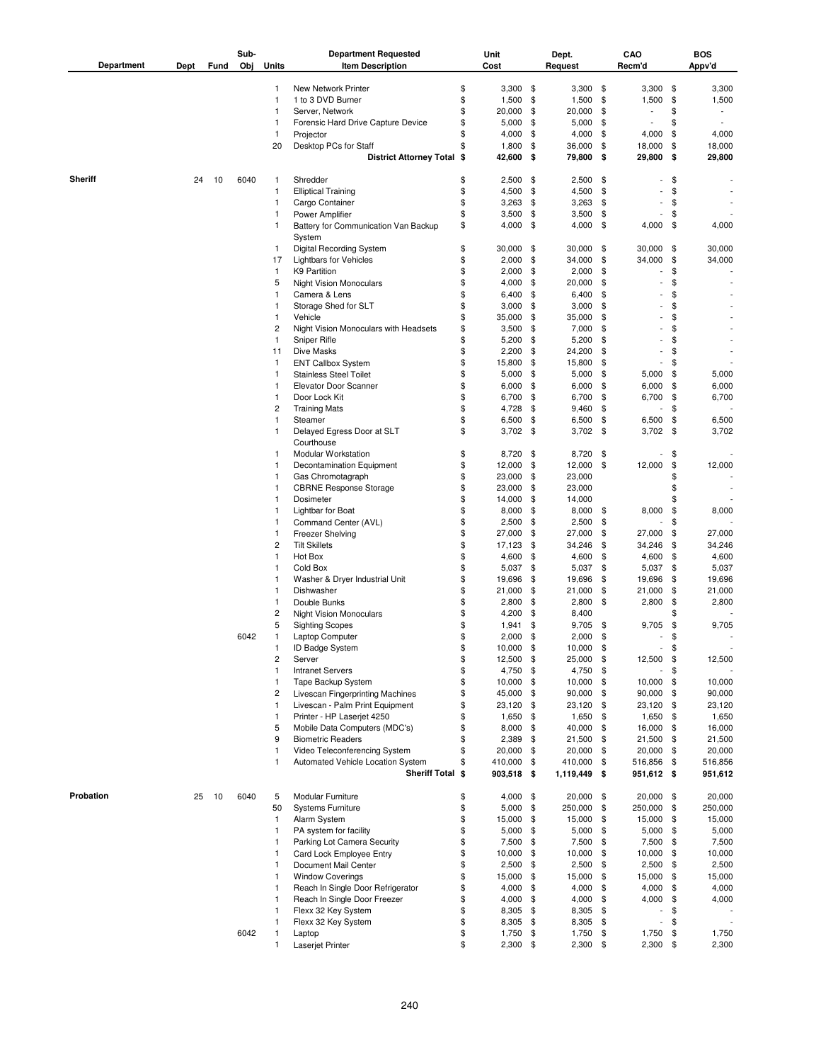| Department | Dept | Fund | Sub-Obj | Units | Department Requested Item Description | Unit Cost | Dept. Request | CAO Recm'd | BOS Appv'd |
|---|---|---|---|---|---|---|---|---|---|
| | | | | 1 | New Network Printer | $ 3,300 | $ 3,300 | $ 3,300 | $ 3,300 |
| | | | | 1 | 1 to 3 DVD Burner | $ 1,500 | $ 1,500 | $ 1,500 | $ 1,500 |
| | | | | 1 | Server, Network | $ 20,000 | $ 20,000 | $ - | $ - |
| | | | | 1 | Forensic Hard Drive Capture Device | $ 5,000 | $ 5,000 | $ - | $ - |
| | | | | 1 | Projector | $ 4,000 | $ 4,000 | $ 4,000 | $ 4,000 |
| | | | | 20 | Desktop PCs for Staff | $ 1,800 | $ 36,000 | $ 18,000 | $ 18,000 |
| | | | | | **District Attorney Total** | **$ 42,600** | **$ 79,800** | **$ 29,800** | **$ 29,800** |
| **Sheriff** | 24 | 10 | 6040 | 1 | Shredder | $ 2,500 | $ 2,500 | $ - | $ - |
| | | | | 1 | Elliptical Training | $ 4,500 | $ 4,500 | $ - | $ - |
| | | | | 1 | Cargo Container | $ 3,263 | $ 3,263 | $ - | $ - |
| | | | | 1 | Power Amplifier | $ 3,500 | $ 3,500 | $ - | $ - |
| | | | | 1 | Battery for Communication Van Backup System | $ 4,000 | $ 4,000 | $ 4,000 | $ 4,000 |
| | | | | 1 | Digital Recording System | $ 30,000 | $ 30,000 | $ 30,000 | $ 30,000 |
| | | | | 17 | Lightbars for Vehicles | $ 2,000 | $ 34,000 | $ 34,000 | $ 34,000 |
| | | | | 1 | K9 Partition | $ 2,000 | $ 2,000 | $ - | $ - |
| | | | | 5 | Night Vision Monoculars | $ 4,000 | $ 20,000 | $ - | $ - |
| | | | | 1 | Camera & Lens | $ 6,400 | $ 6,400 | $ - | $ - |
| | | | | 1 | Storage Shed for SLT | $ 3,000 | $ 3,000 | $ - | $ - |
| | | | | 1 | Vehicle | $ 35,000 | $ 35,000 | $ - | $ - |
| | | | | 2 | Night Vision Monoculars with Headsets | $ 3,500 | $ 7,000 | $ - | $ - |
| | | | | 1 | Sniper Rifle | $ 5,200 | $ 5,200 | $ - | $ - |
| | | | | 11 | Dive Masks | $ 2,200 | $ 24,200 | $ - | $ - |
| | | | | 1 | ENT Callbox System | $ 15,800 | $ 15,800 | $ - | $ - |
| | | | | 1 | Stainless Steel Toilet | $ 5,000 | $ 5,000 | $ 5,000 | $ 5,000 |
| | | | | 1 | Elevator Door Scanner | $ 6,000 | $ 6,000 | $ 6,000 | $ 6,000 |
| | | | | 1 | Door Lock Kit | $ 6,700 | $ 6,700 | $ 6,700 | $ 6,700 |
| | | | | 2 | Training Mats | $ 4,728 | $ 9,460 | $ - | $ - |
| | | | | 1 | Steamer | $ 6,500 | $ 6,500 | $ 6,500 | $ 6,500 |
| | | | | 1 | Delayed Egress Door at SLT Courthouse | $ 3,702 | $ 3,702 | $ 3,702 | $ 3,702 |
| | | | | 1 | Modular Workstation | $ 8,720 | $ 8,720 | $ - | $ - |
| | | | | 1 | Decontamination Equipment | $ 12,000 | $ 12,000 | $ 12,000 | $ 12,000 |
| | | | | 1 | Gas Chromotagraph | $ 23,000 | $ 23,000 | | $ - |
| | | | | 1 | CBRNE Response Storage | $ 23,000 | $ 23,000 | | $ - |
| | | | | 1 | Dosimeter | $ 14,000 | $ 14,000 | | $ - |
| | | | | 1 | Lightbar for Boat | $ 8,000 | $ 8,000 | $ 8,000 | $ 8,000 |
| | | | | 1 | Command Center (AVL) | $ 2,500 | $ 2,500 | $ - | $ - |
| | | | | 1 | Freezer Shelving | $ 27,000 | $ 27,000 | $ 27,000 | $ 27,000 |
| | | | | 2 | Tilt Skillets | $ 17,123 | $ 34,246 | $ 34,246 | $ 34,246 |
| | | | | 1 | Hot Box | $ 4,600 | $ 4,600 | $ 4,600 | $ 4,600 |
| | | | | 1 | Cold Box | $ 5,037 | $ 5,037 | $ 5,037 | $ 5,037 |
| | | | | 1 | Washer & Dryer Industrial Unit | $ 19,696 | $ 19,696 | $ 19,696 | $ 19,696 |
| | | | | 1 | Dishwasher | $ 21,000 | $ 21,000 | $ 21,000 | $ 21,000 |
| | | | | 1 | Double Bunks | $ 2,800 | $ 2,800 | $ 2,800 | $ 2,800 |
| | | | | 2 | Night Vision Monoculars | $ 4,200 | $ 8,400 | | $ - |
| | | | | 5 | Sighting Scopes | $ 1,941 | $ 9,705 | $ 9,705 | $ 9,705 |
| | | | 6042 | 1 | Laptop Computer | $ 2,000 | $ 2,000 | $ - | $ - |
| | | | | 1 | ID Badge System | $ 10,000 | $ 10,000 | $ - | $ - |
| | | | | 2 | Server | $ 12,500 | $ 25,000 | $ 12,500 | $ 12,500 |
| | | | | 1 | Intranet Servers | $ 4,750 | $ 4,750 | $ - | $ - |
| | | | | 1 | Tape Backup System | $ 10,000 | $ 10,000 | $ 10,000 | $ 10,000 |
| | | | | 2 | Livescan Fingerprinting Machines | $ 45,000 | $ 90,000 | $ 90,000 | $ 90,000 |
| | | | | 1 | Livescan - Palm Print Equipment | $ 23,120 | $ 23,120 | $ 23,120 | $ 23,120 |
| | | | | 1 | Printer - HP Laserjet 4250 | $ 1,650 | $ 1,650 | $ 1,650 | $ 1,650 |
| | | | | 5 | Mobile Data Computers (MDC's) | $ 8,000 | $ 40,000 | $ 16,000 | $ 16,000 |
| | | | | 9 | Biometric Readers | $ 2,389 | $ 21,500 | $ 21,500 | $ 21,500 |
| | | | | 1 | Video Teleconferencing System | $ 20,000 | $ 20,000 | $ 20,000 | $ 20,000 |
| | | | | 1 | Automated Vehicle Location System | $ 410,000 | $ 410,000 | $ 516,856 | $ 516,856 |
| | | | | | **Sheriff Total** | **$ 903,518** | **$ 1,119,449** | **$ 951,612** | **$ 951,612** |
| **Probation** | 25 | 10 | 6040 | 5 | Modular Furniture | $ 4,000 | $ 20,000 | $ 20,000 | $ 20,000 |
| | | | | 50 | Systems Furniture | $ 5,000 | $ 250,000 | $ 250,000 | $ 250,000 |
| | | | | 1 | Alarm System | $ 15,000 | $ 15,000 | $ 15,000 | $ 15,000 |
| | | | | 1 | PA system for facility | $ 5,000 | $ 5,000 | $ 5,000 | $ 5,000 |
| | | | | 1 | Parking Lot Camera Security | $ 7,500 | $ 7,500 | $ 7,500 | $ 7,500 |
| | | | | 1 | Card Lock Employee Entry | $ 10,000 | $ 10,000 | $ 10,000 | $ 10,000 |
| | | | | 1 | Document Mail Center | $ 2,500 | $ 2,500 | $ 2,500 | $ 2,500 |
| | | | | 1 | Window Coverings | $ 15,000 | $ 15,000 | $ 15,000 | $ 15,000 |
| | | | | 1 | Reach In Single Door Refrigerator | $ 4,000 | $ 4,000 | $ 4,000 | $ 4,000 |
| | | | | 1 | Reach In Single Door Freezer | $ 4,000 | $ 4,000 | $ 4,000 | $ 4,000 |
| | | | | 1 | Flexx 32 Key System | $ 8,305 | $ 8,305 | $ - | $ - |
| | | | | 1 | Flexx 32 Key System | $ 8,305 | $ 8,305 | $ - | $ - |
| | | | 6042 | 1 | Laptop | $ 1,750 | $ 1,750 | $ 1,750 | $ 1,750 |
| | | | | 1 | Laserjet Printer | $ 2,300 | $ 2,300 | $ 2,300 | $ 2,300 |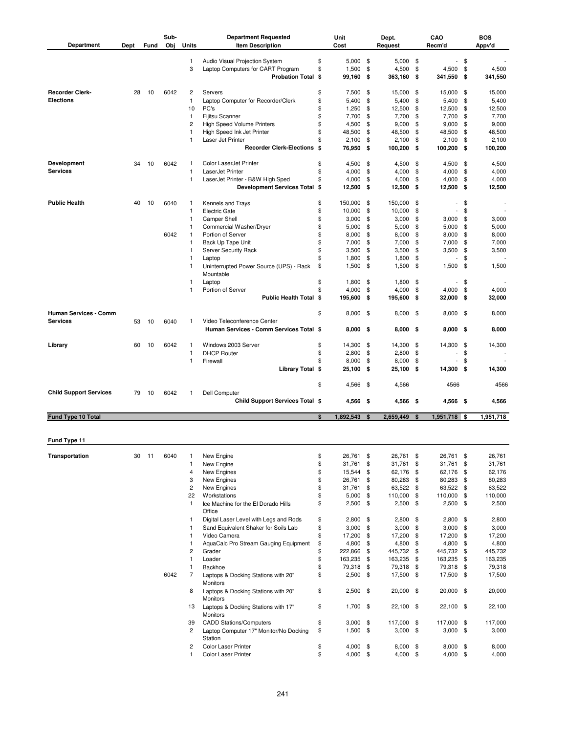| Department | Dept | Fund | Sub-Obj | Units | Department Requested Item Description | Unit Cost | Dept. Request | CAO Recm'd | BOS Appv'd |
|---|---|---|---|---|---|---|---|---|---|
| | | | | 1 | Audio Visual Projection System | $ 5,000 | $ 5,000 | $ - | $ - |
| | | | | 3 | Laptop Computers for CART Program | $ 1,500 | $ 4,500 | $ 4,500 | $ 4,500 |
| | | | | | **Probation Total** | **$ 99,160** | **$ 363,160** | **$ 341,550** | **$ 341,550** |
| **Recorder Clerk-Elections** | 28 | 10 | 6042 | 2 | Servers | $ 7,500 | $ 15,000 | $ 15,000 | $ 15,000 |
| | | | | 1 | Laptop Computer for Recorder/Clerk | $ 5,400 | $ 5,400 | $ 5,400 | $ 5,400 |
| | | | | 10 | PC's | $ 1,250 | $ 12,500 | $ 12,500 | $ 12,500 |
| | | | | 1 | Fijitsu Scanner | $ 7,700 | $ 7,700 | $ 7,700 | $ 7,700 |
| | | | | 2 | High Speed Volume Printers | $ 4,500 | $ 9,000 | $ 9,000 | $ 9,000 |
| | | | | 1 | High Speed Ink Jet Printer | $ 48,500 | $ 48,500 | $ 48,500 | $ 48,500 |
| | | | | 1 | Laser Jet Printer | $ 2,100 | $ 2,100 | $ 2,100 | $ 2,100 |
| | | | | | **Recorder Clerk-Elections** | **$ 76,950** | **$ 100,200** | **$ 100,200** | **$ 100,200** |
| **Development Services** | 34 | 10 | 6042 | 1 | Color LaserJet Printer | $ 4,500 | $ 4,500 | $ 4,500 | $ 4,500 |
| | | | | 1 | LaserJet Printer | $ 4,000 | $ 4,000 | $ 4,000 | $ 4,000 |
| | | | | 1 | LaserJet Printer - B&W High Sped | $ 4,000 | $ 4,000 | $ 4,000 | $ 4,000 |
| | | | | | **Development Services Total** | **$ 12,500** | **$ 12,500** | **$ 12,500** | **$ 12,500** |
| **Public Health** | 40 | 10 | 6040 | 1 | Kennels and Trays | $ 150,000 | $ 150,000 | $ - | $ - |
| | | | | 1 | Electric Gate | $ 10,000 | $ 10,000 | $ - | $ - |
| | | | | 1 | Camper Shell | $ 3,000 | $ 3,000 | $ 3,000 | $ 3,000 |
| | | | | 1 | Commercial Washer/Dryer | $ 5,000 | $ 5,000 | $ 5,000 | $ 5,000 |
| | | | 6042 | 1 | Portion of Server | $ 8,000 | $ 8,000 | $ 8,000 | $ 8,000 |
| | | | | 1 | Back Up Tape Unit | $ 7,000 | $ 7,000 | $ 7,000 | $ 7,000 |
| | | | | 1 | Server Security Rack | $ 3,500 | $ 3,500 | $ 3,500 | $ 3,500 |
| | | | | 1 | Laptop | $ 1,800 | $ 1,800 | $ - | $ - |
| | | | | 1 | Uninterrupted Power Source (UPS) - Rack Mountable | $ 1,500 | $ 1,500 | $ 1,500 | $ 1,500 |
| | | | | 1 | Laptop | $ 1,800 | $ 1,800 | $ - | $ - |
| | | | | 1 | Portion of Server | $ 4,000 | $ 4,000 | $ 4,000 | $ 4,000 |
| | | | | | **Public Health Total** | **$ 195,600** | **$ 195,600** | **$ 32,000** | **$ 32,000** |
| **Human Services - Comm Services** | 53 | 10 | 6040 | 1 | Video Teleconference Center | $ 8,000 | $ 8,000 | $ 8,000 | $ 8,000 |
| | | | | | **Human Services - Comm Services Total** | **$ 8,000** | **$ 8,000** | **$ 8,000** | **$ 8,000** |
| **Library** | 60 | 10 | 6042 | 1 | Windows 2003 Server | $ 14,300 | $ 14,300 | $ 14,300 | $ 14,300 |
| | | | | 1 | DHCP Router | $ 2,800 | $ 2,800 | $ - | $ - |
| | | | | 1 | Firewall | $ 8,000 | $ 8,000 | $ - | $ - |
| | | | | | **Library Total** | **$ 25,100** | **$ 25,100** | **$ 14,300** | **$ 14,300** |
| **Child Support Services** | 79 | 10 | 6042 | 1 | Dell Computer | $ 4,566 | $ 4,566 | 4566 | 4566 |
| | | | | | **Child Support Services Total** | **$ 4,566** | **$ 4,566** | **$ 4,566** | **$ 4,566** |
| **Fund Type 10 Total** | | | | | | **$ 1,892,543** | **$ 2,659,449** | **$ 1,951,718** | **$ 1,951,718** |

**Fund Type 11**

| Department | Dept | Fund | Sub-Obj | Units | Department Requested Item Description | Unit Cost | Dept. Request | CAO Recm'd | BOS Appv'd |
|---|---|---|---|---|---|---|---|---|---|
| **Transportation** | 30 | 11 | 6040 | 1 | New Engine | $ 26,761 | $ 26,761 | $ 26,761 | $ 26,761 |
| | | | | 1 | New Engine | $ 31,761 | $ 31,761 | $ 31,761 | $ 31,761 |
| | | | | 4 | New Engines | $ 15,544 | $ 62,176 | $ 62,176 | $ 62,176 |
| | | | | 3 | New Engines | $ 26,761 | $ 80,283 | $ 80,283 | $ 80,283 |
| | | | | 2 | New Engines | $ 31,761 | $ 63,522 | $ 63,522 | $ 63,522 |
| | | | | 22 | Workstations | $ 5,000 | $ 110,000 | $ 110,000 | $ 110,000 |
| | | | | 1 | Ice Machine for the El Dorado Hills Office | $ 2,500 | $ 2,500 | $ 2,500 | $ 2,500 |
| | | | | 1 | Digital Laser Level with Legs and Rods | $ 2,800 | $ 2,800 | $ 2,800 | $ 2,800 |
| | | | | 1 | Sand Equivalent Shaker for Soils Lab | $ 3,000 | $ 3,000 | $ 3,000 | $ 3,000 |
| | | | | 1 | Video Camera | $ 17,200 | $ 17,200 | $ 17,200 | $ 17,200 |
| | | | | 1 | AquaCalc Pro Stream Gauging Equipment | $ 4,800 | $ 4,800 | $ 4,800 | $ 4,800 |
| | | | | 2 | Grader | $ 222,866 | $ 445,732 | $ 445,732 | $ 445,732 |
| | | | | 1 | Loader | $ 163,235 | $ 163,235 | $ 163,235 | $ 163,235 |
| | | | | 1 | Backhoe | $ 79,318 | $ 79,318 | $ 79,318 | $ 79,318 |
| | | | 6042 | 7 | Laptops & Docking Stations with 20" Monitors | $ 2,500 | $ 17,500 | $ 17,500 | $ 17,500 |
| | | | | 8 | Laptops & Docking Stations with 20" Monitors | $ 2,500 | $ 20,000 | $ 20,000 | $ 20,000 |
| | | | | 13 | Laptops & Docking Stations with 17" Monitors | $ 1,700 | $ 22,100 | $ 22,100 | $ 22,100 |
| | | | | 39 | CADD Stations/Computers | $ 3,000 | $ 117,000 | $ 117,000 | $ 117,000 |
| | | | | 2 | Laptop Computer 17" Monitor/No Docking Station | $ 1,500 | $ 3,000 | $ 3,000 | $ 3,000 |
| | | | | 2 | Color Laser Printer | $ 4,000 | $ 8,000 | $ 8,000 | $ 8,000 |
| | | | | 1 | Color Laser Printer | $ 4,000 | $ 4,000 | $ 4,000 | $ 4,000 |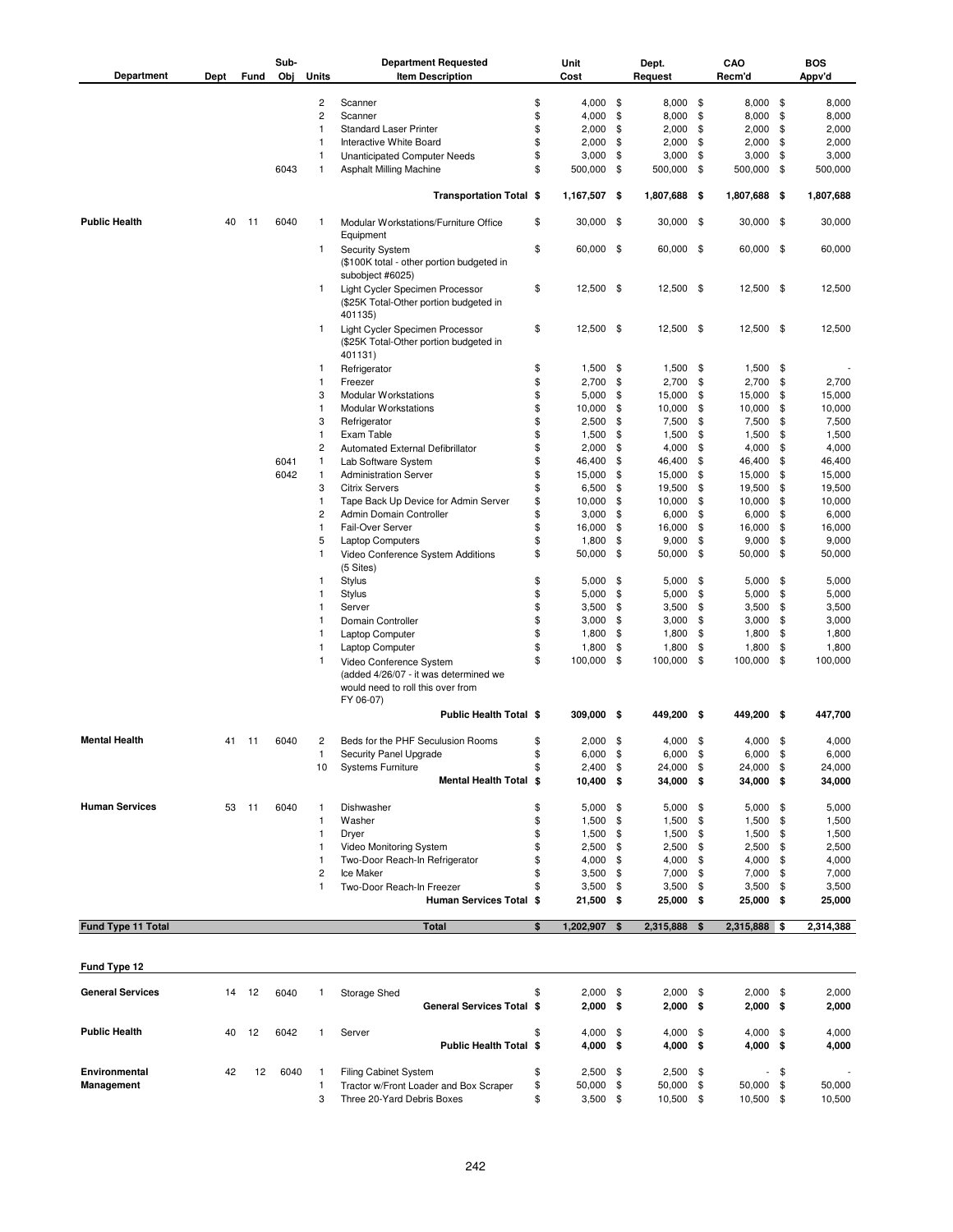| Department | Dept | Fund | Sub-Obj | Units | Department Requested Item Description | Unit Cost | Dept. Request | CAO Recm'd | BOS Appv'd |
|---|---|---|---|---|---|---|---|---|---|
| | | | | 2 | Scanner | $ 4,000 | $ 8,000 | $ 8,000 | $ 8,000 |
| | | | | 2 | Scanner | $ 4,000 | $ 8,000 | $ 8,000 | $ 8,000 |
| | | | | 1 | Standard Laser Printer | $ 2,000 | $ 2,000 | $ 2,000 | $ 2,000 |
| | | | | 1 | Interactive White Board | $ 2,000 | $ 2,000 | $ 2,000 | $ 2,000 |
| | | | | 1 | Unanticipated Computer Needs | $ 3,000 | $ 3,000 | $ 3,000 | $ 3,000 |
| | | | 6043 | 1 | Asphalt Milling Machine | $ 500,000 | $ 500,000 | $ 500,000 | $ 500,000 |
| | | | | | **Transportation Total** | **$ 1,167,507** | **$ 1,807,688** | **$ 1,807,688** | **$ 1,807,688** |
| **Public Health** | 40 | 11 | 6040 | 1 | Modular Workstations/Furniture Office Equipment | $ 30,000 | $ 30,000 | $ 30,000 | $ 30,000 |
| | | | | 1 | Security System ($100K total - other portion budgeted in subobject #6025) | $ 60,000 | $ 60,000 | $ 60,000 | $ 60,000 |
| | | | | 1 | Light Cycler Specimen Processor ($25K Total-Other portion budgeted in 401135) | $ 12,500 | $ 12,500 | $ 12,500 | $ 12,500 |
| | | | | 1 | Light Cycler Specimen Processor ($25K Total-Other portion budgeted in 401131) | $ 12,500 | $ 12,500 | $ 12,500 | $ 12,500 |
| | | | | 1 | Refrigerator | $ 1,500 | $ 1,500 | $ 1,500 | $ - |
| | | | | 1 | Freezer | $ 2,700 | $ 2,700 | $ 2,700 | $ 2,700 |
| | | | | 3 | Modular Workstations | $ 5,000 | $ 15,000 | $ 15,000 | $ 15,000 |
| | | | | 1 | Modular Workstations | $ 10,000 | $ 10,000 | $ 10,000 | $ 10,000 |
| | | | | 3 | Refrigerator | $ 2,500 | $ 7,500 | $ 7,500 | $ 7,500 |
| | | | | 1 | Exam Table | $ 1,500 | $ 1,500 | $ 1,500 | $ 1,500 |
| | | | | 2 | Automated External Defibrillator | $ 2,000 | $ 4,000 | $ 4,000 | $ 4,000 |
| | | | 6041 | 1 | Lab Software System | $ 46,400 | $ 46,400 | $ 46,400 | $ 46,400 |
| | | | 6042 | 1 | Administration Server | $ 15,000 | $ 15,000 | $ 15,000 | $ 15,000 |
| | | | | 3 | Citrix Servers | $ 6,500 | $ 19,500 | $ 19,500 | $ 19,500 |
| | | | | 1 | Tape Back Up Device for Admin Server | $ 10,000 | $ 10,000 | $ 10,000 | $ 10,000 |
| | | | | 2 | Admin Domain Controller | $ 3,000 | $ 6,000 | $ 6,000 | $ 6,000 |
| | | | | 1 | Fail-Over Server | $ 16,000 | $ 16,000 | $ 16,000 | $ 16,000 |
| | | | | 5 | Laptop Computers | $ 1,800 | $ 9,000 | $ 9,000 | $ 9,000 |
| | | | | 1 | Video Conference System Additions (5 Sites) | $ 50,000 | $ 50,000 | $ 50,000 | $ 50,000 |
| | | | | 1 | Stylus | $ 5,000 | $ 5,000 | $ 5,000 | $ 5,000 |
| | | | | 1 | Stylus | $ 5,000 | $ 5,000 | $ 5,000 | $ 5,000 |
| | | | | 1 | Server | $ 3,500 | $ 3,500 | $ 3,500 | $ 3,500 |
| | | | | 1 | Domain Controller | $ 3,000 | $ 3,000 | $ 3,000 | $ 3,000 |
| | | | | 1 | Laptop Computer | $ 1,800 | $ 1,800 | $ 1,800 | $ 1,800 |
| | | | | 1 | Laptop Computer | $ 1,800 | $ 1,800 | $ 1,800 | $ 1,800 |
| | | | | 1 | Video Conference System (added 4/26/07 - it was determined we would need to roll this over from FY 06-07) | $ 100,000 | $ 100,000 | $ 100,000 | $ 100,000 |
| | | | | | **Public Health Total** | **$ 309,000** | **$ 449,200** | **$ 449,200** | **$ 447,700** |
| **Mental Health** | 41 | 11 | 6040 | 2 | Beds for the PHF Seculusion Rooms | $ 2,000 | $ 4,000 | $ 4,000 | $ 4,000 |
| | | | | 1 | Security Panel Upgrade | $ 6,000 | $ 6,000 | $ 6,000 | $ 6,000 |
| | | | | 10 | Systems Furniture | $ 2,400 | $ 24,000 | $ 24,000 | $ 24,000 |
| | | | | | **Mental Health Total** | **$ 10,400** | **$ 34,000** | **$ 34,000** | **$ 34,000** |
| **Human Services** | 53 | 11 | 6040 | 1 | Dishwasher | $ 5,000 | $ 5,000 | $ 5,000 | $ 5,000 |
| | | | | 1 | Washer | $ 1,500 | $ 1,500 | $ 1,500 | $ 1,500 |
| | | | | 1 | Dryer | $ 1,500 | $ 1,500 | $ 1,500 | $ 1,500 |
| | | | | 1 | Video Monitoring System | $ 2,500 | $ 2,500 | $ 2,500 | $ 2,500 |
| | | | | 1 | Two-Door Reach-In Refrigerator | $ 4,000 | $ 4,000 | $ 4,000 | $ 4,000 |
| | | | | 2 | Ice Maker | $ 3,500 | $ 7,000 | $ 7,000 | $ 7,000 |
| | | | | 1 | Two-Door Reach-In Freezer | $ 3,500 | $ 3,500 | $ 3,500 | $ 3,500 |
| | | | | | **Human Services Total** | **$ 21,500** | **$ 25,000** | **$ 25,000** | **$ 25,000** |
| **Fund Type 11 Total** | | | | | **Total** | **$ 1,202,907** | **$ 2,315,888** | **$ 2,315,888** | **$ 2,314,388** |

**Fund Type 12**

| Department | Dept | Fund | Sub-Obj | Units | Department Requested Item Description | Unit Cost | Dept. Request | CAO Recm'd | BOS Appv'd |
|---|---|---|---|---|---|---|---|---|---|
| **General Services** | 14 | 12 | 6040 | 1 | Storage Shed | $ 2,000 | $ 2,000 | $ 2,000 | $ 2,000 |
| | | | | | **General Services Total** | **$ 2,000** | **$ 2,000** | **$ 2,000** | **$ 2,000** |
| **Public Health** | 40 | 12 | 6042 | 1 | Server | $ 4,000 | $ 4,000 | $ 4,000 | $ 4,000 |
| | | | | | **Public Health Total** | **$ 4,000** | **$ 4,000** | **$ 4,000** | **$ 4,000** |
| **Environmental Management** | 42 | 12 | 6040 | 1 | Filing Cabinet System | $ 2,500 | $ 2,500 | $ - | $ - |
| | | | | 1 | Tractor w/Front Loader and Box Scraper | $ 50,000 | $ 50,000 | $ 50,000 | $ 50,000 |
| | | | | 3 | Three 20-Yard Debris Boxes | $ 3,500 | $ 10,500 | $ 10,500 | $ 10,500 |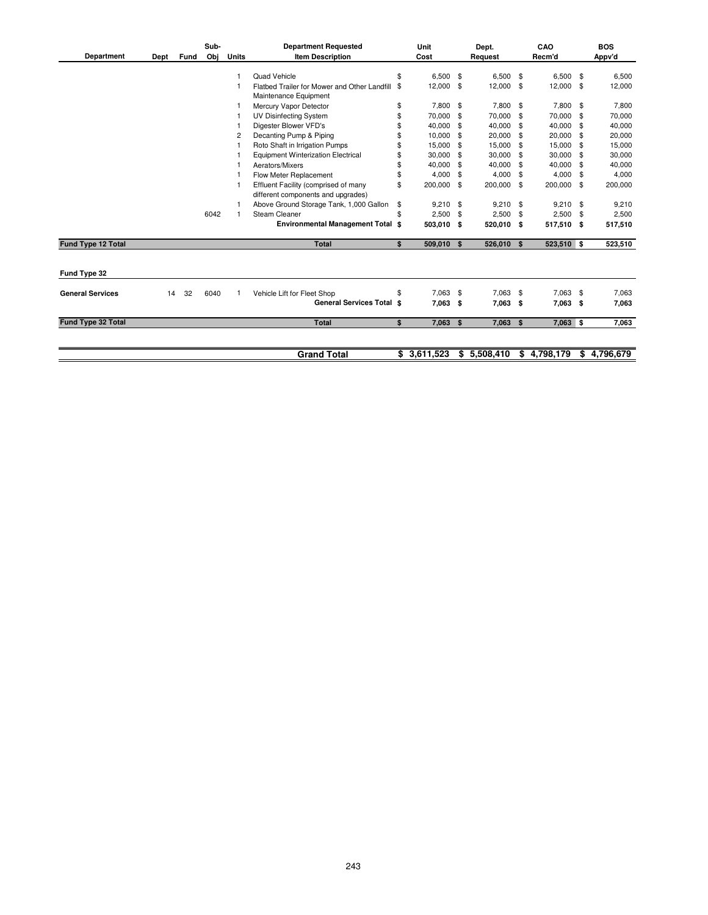| Department | Dept | Fund | Sub-Obj | Units | Department Requested Item Description | Unit Cost | Dept. Request | CAO Recm'd | BOS Appv'd |
|---|---|---|---|---|---|---|---|---|---|
| | | | | 1 | Quad Vehicle | $ 6,500 | $ 6,500 | $ 6,500 | $ 6,500 |
| | | | | 1 | Flatbed Trailer for Mower and Other Landfill Maintenance Equipment | $ 12,000 | $ 12,000 | $ 12,000 | $ 12,000 |
| | | | | 1 | Mercury Vapor Detector | $ 7,800 | $ 7,800 | $ 7,800 | $ 7,800 |
| | | | | 1 | UV Disinfecting System | $ 70,000 | $ 70,000 | $ 70,000 | $ 70,000 |
| | | | | 1 | Digester Blower VFD's | $ 40,000 | $ 40,000 | $ 40,000 | $ 40,000 |
| | | | | 2 | Decanting Pump & Piping | $ 10,000 | $ 20,000 | $ 20,000 | $ 20,000 |
| | | | | 1 | Roto Shaft in Irrigation Pumps | $ 15,000 | $ 15,000 | $ 15,000 | $ 15,000 |
| | | | | 1 | Equipment Winterization Electrical | $ 30,000 | $ 30,000 | $ 30,000 | $ 30,000 |
| | | | | 1 | Aerators/Mixers | $ 40,000 | $ 40,000 | $ 40,000 | $ 40,000 |
| | | | | 1 | Flow Meter Replacement | $ 4,000 | $ 4,000 | $ 4,000 | $ 4,000 |
| | | | | 1 | Effluent Facility (comprised of many different components and upgrades) | $ 200,000 | $ 200,000 | $ 200,000 | $ 200,000 |
| | | | | 1 | Above Ground Storage Tank, 1,000 Gallon | $ 9,210 | $ 9,210 | $ 9,210 | $ 9,210 |
| | | | 6042 | 1 | Steam Cleaner | $ 2,500 | $ 2,500 | $ 2,500 | $ 2,500 |
| | | | | | **Environmental Management Total** | **$ 503,010** | **$ 520,010** | **$ 517,510** | **$ 517,510** |
| **Fund Type 12 Total** | | | | | **Total** | **$ 509,010** | **$ 526,010** | **$ 523,510** | **$ 523,510** |
| **Fund Type 32** | | | | | | | | | |
| **General Services** | 14 | 32 | 6040 | 1 | Vehicle Lift for Fleet Shop | $ 7,063 | $ 7,063 | $ 7,063 | $ 7,063 |
| | | | | | **General Services Total** | **$ 7,063** | **$ 7,063** | **$ 7,063** | **$ 7,063** |
| **Fund Type 32 Total** | | | | | **Total** | **$ 7,063** | **$ 7,063** | **$ 7,063** | **$ 7,063** |
| | | | | | **Grand Total** | **$ 3,611,523** | **$ 5,508,410** | **$ 4,798,179** | **$ 4,796,679** |